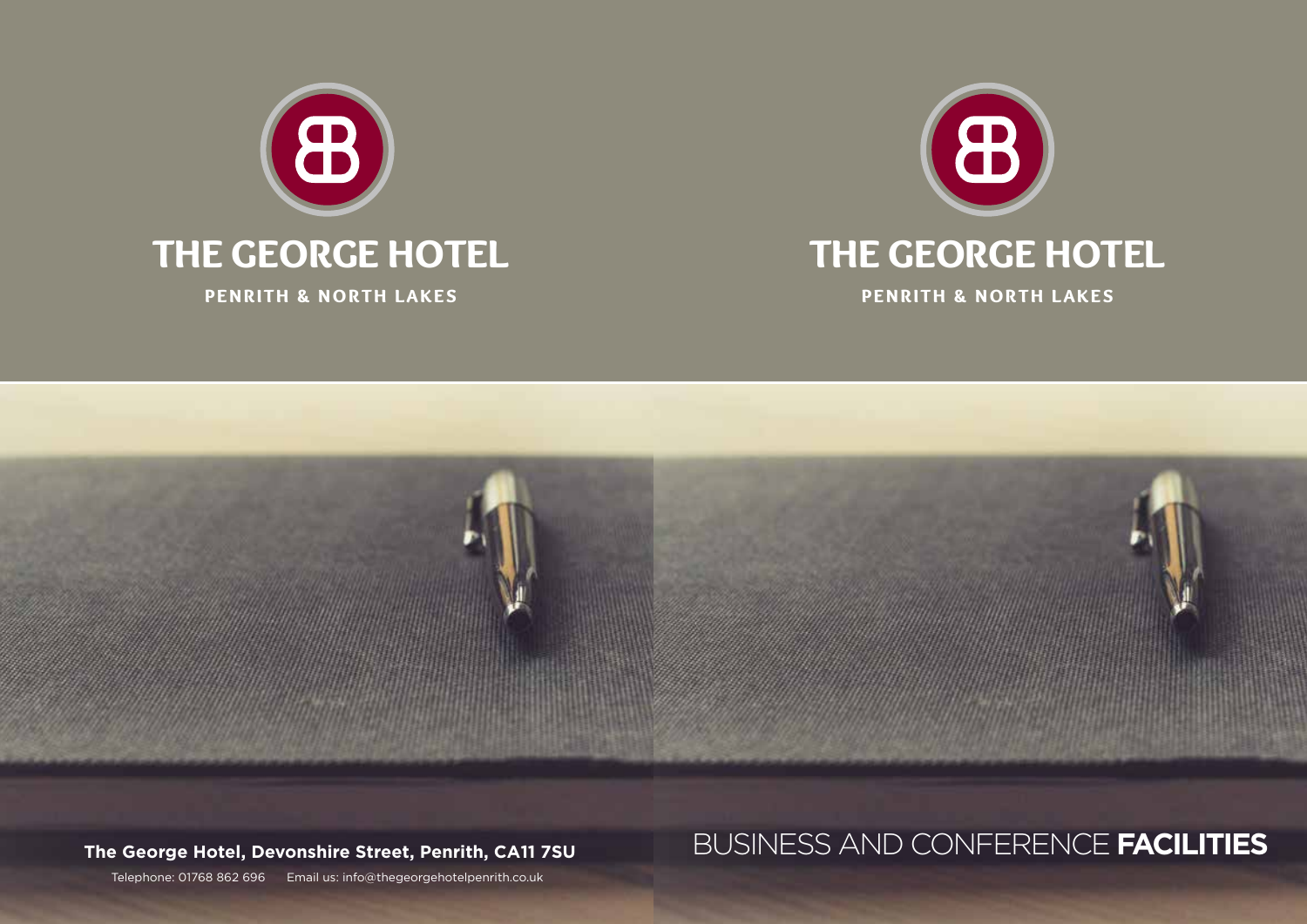# THE GEORGE HOTEL

**PENRITH & NORTH LAKES**

**The George Hotel, Devonshire Street, Penrith, CA11 7SU**

Telephone: 01768 862 696 Email us: info@thegeorgehotelpenrith.co.uk

# THE GEORGE HOTEL

**PENRITH & NORTH LAKES**

## BUSINESS AND CONFERENCE **FACILITIES**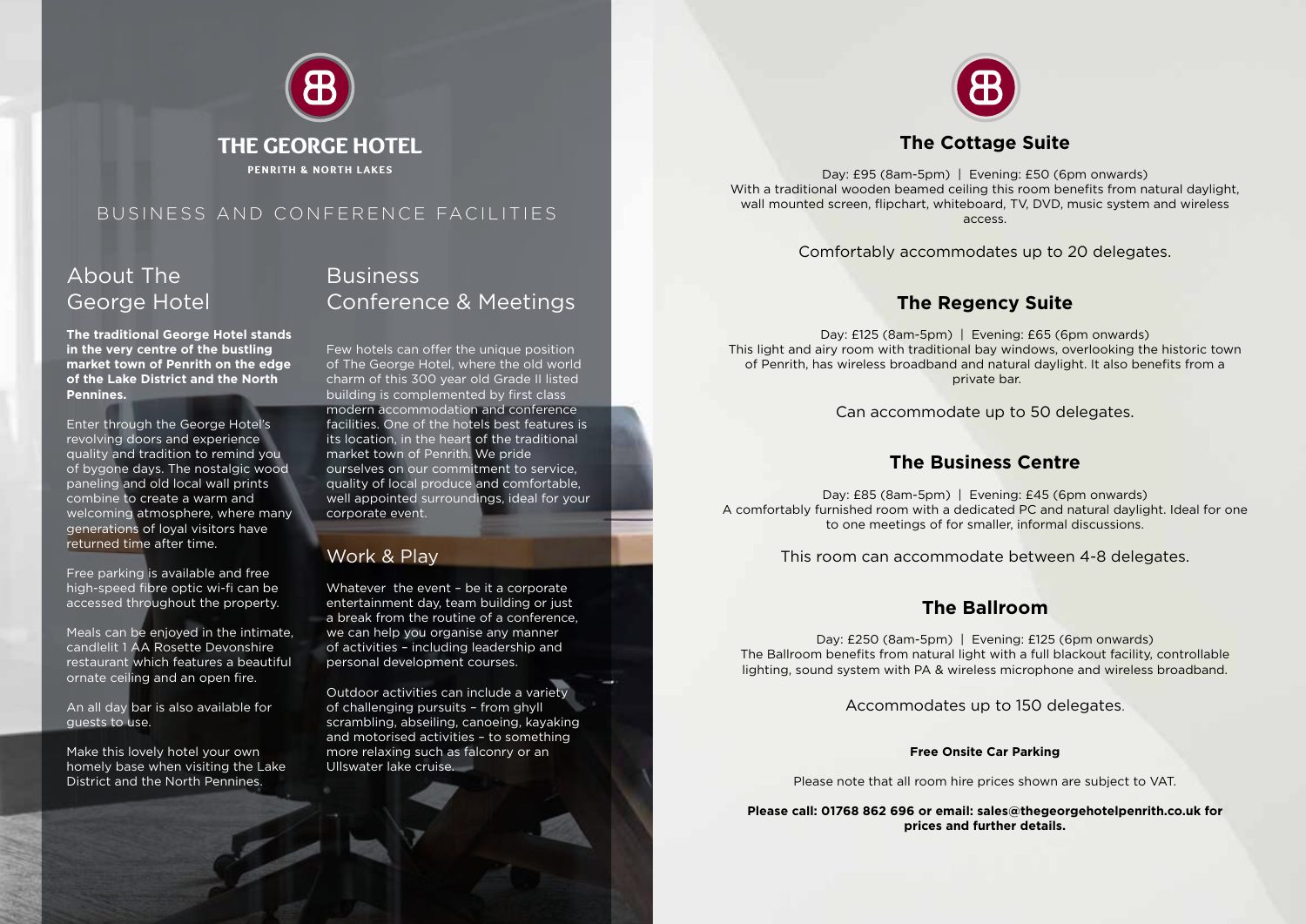# THE GEORGE HOTEL

PENRITH & NORTH LAKES

BUSINESS AND CONFERENCE FACILITIES

## About The George Hotel

**The traditional George Hotel stands in the very centre of the bustling market town of Penrith on the edge of the Lake District and the North Pennines.**

Enter through the George Hotel's revolving doors and experience quality and tradition to remind you of bygone days. The nostalgic wood paneling and old local wall prints combine to create a warm and welcoming atmosphere, where many generations of loyal visitors have returned time after time.

Free parking is available and free high-speed fibre optic wi-fi can be accessed throughout the property.

Meals can be enjoyed in the intimate, candlelit 1 AA Rosette Devonshire restaurant which features a beautiful ornate ceiling and an open fire.

An all day bar is also available for guests to use.

Make this lovely hotel your own homely base when visiting the Lake District and the North Pennines.

## Business Conference & Meetings

Few hotels can offer the unique position of The George Hotel, where the old world charm of this 300 year old Grade II listed building is complemented by first class modern accommodation and conference facilities. One of the hotels best features is its location, in the heart of the traditional market town of Penrith. We pride ourselves on our commitment to service, quality of local produce and comfortable, well appointed surroundings, ideal for your corporate event.

## Work & Play

Whatever the event – be it a corporate entertainment day, team building or just a break from the routine of a conference, we can help you organise any manner of activities – including leadership and personal development courses.

Outdoor activities can include a variety of challenging pursuits – from ghyll scrambling, abseiling, canoeing, kayaking and motorised activities – to something more relaxing such as falconry or an Ullswater lake cruise.

## The Cottage Suite

Day: £95 (8am-5pm) | Evening: £50 (6pm onwards)
With a traditional wooden beamed ceiling this room benefits from natural daylight, wall mounted screen, flipchart, whiteboard, TV, DVD, music system and wireless access.

Comfortably accommodates up to 20 delegates.

## The Regency Suite

Day: £125 (8am-5pm) | Evening: £65 (6pm onwards)
This light and airy room with traditional bay windows, overlooking the historic town of Penrith, has wireless broadband and natural daylight. It also benefits from a private bar.

Can accommodate up to 50 delegates.

## The Business Centre

Day: £85 (8am-5pm) | Evening: £45 (6pm onwards)
A comfortably furnished room with a dedicated PC and natural daylight. Ideal for one to one meetings of for smaller, informal discussions.

This room can accommodate between 4-8 delegates.

## The Ballroom

Day: £250 (8am-5pm) | Evening: £125 (6pm onwards)
The Ballroom benefits from natural light with a full blackout facility, controllable lighting, sound system with PA & wireless microphone and wireless broadband.

Accommodates up to 150 delegates.

**Free Onsite Car Parking**

Please note that all room hire prices shown are subject to VAT.

**Please call: 01768 862 696 or email: sales@thegeorgehotelpenrith.co.uk for prices and further details.**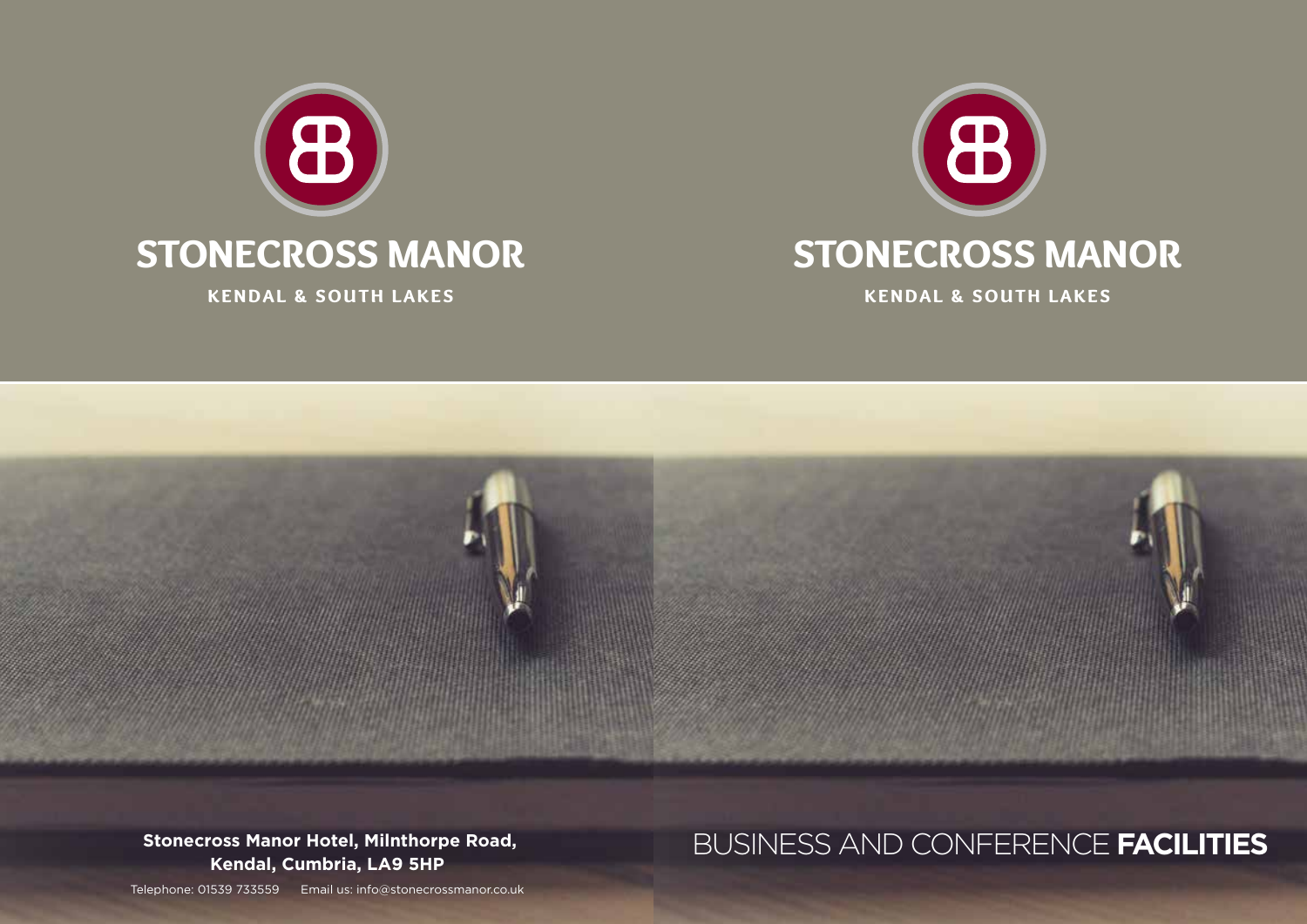# STONECROSS MANOR

**KENDAL & SOUTH LAKES**

**Stonecross Manor Hotel, Milnthorpe Road, Kendal, Cumbria, LA9 5HP**

Telephone: 01539 733559 Email us: info@stonecrossmanor.co.uk

# STONECROSS MANOR

**KENDAL & SOUTH LAKES**

## BUSINESS AND CONFERENCE **FACILITIES**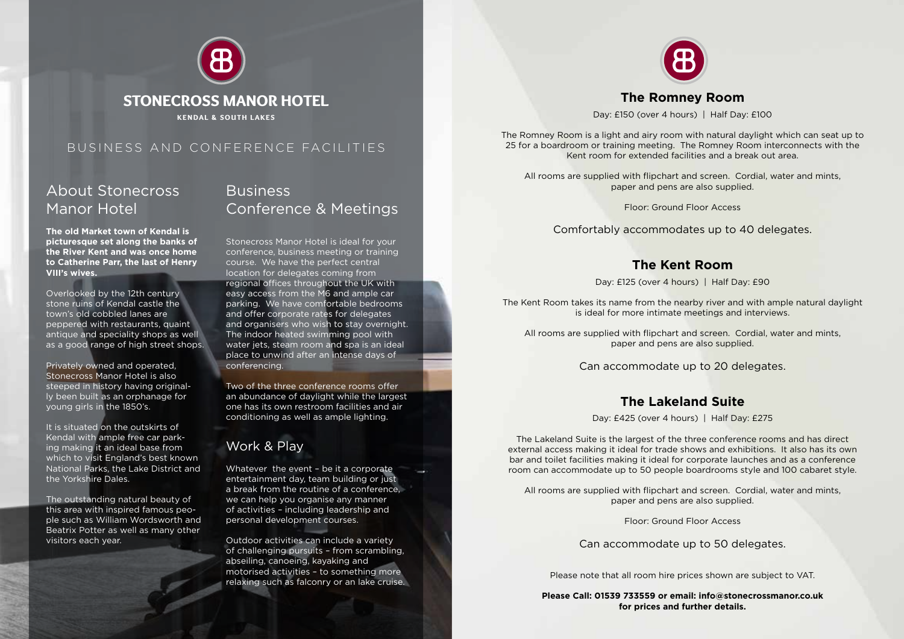# STONECROSS MANOR HOTEL

**KENDAL & SOUTH LAKES**

## BUSINESS AND CONFERENCE FACILITIES

## About Stonecross Manor Hotel

**The old Market town of Kendal is picturesque set along the banks of the River Kent and was once home to Catherine Parr, the last of Henry VIII's wives.**

Overlooked by the 12th century stone ruins of Kendal castle the town's old cobbled lanes are peppered with restaurants, quaint antique and speciality shops as well as a good range of high street shops.

Privately owned and operated, Stonecross Manor Hotel is also steeped in history having originally been built as an orphanage for young girls in the 1850's.

It is situated on the outskirts of Kendal with ample free car parking making it an ideal base from which to visit England's best known National Parks, the Lake District and the Yorkshire Dales.

The outstanding natural beauty of this area with inspired famous people such as William Wordsworth and Beatrix Potter as well as many other visitors each year.

## Business Conference & Meetings

Stonecross Manor Hotel is ideal for your conference, business meeting or training course. We have the perfect central location for delegates coming from regional offices throughout the UK with easy access from the M6 and ample car parking. We have comfortable bedrooms and offer corporate rates for delegates and organisers who wish to stay overnight. The indoor heated swimming pool with water jets, steam room and spa is an ideal place to unwind after an intense days of conferencing.

Two of the three conference rooms offer an abundance of daylight while the largest one has its own restroom facilities and air conditioning as well as ample lighting.

## Work & Play

Whatever the event – be it a corporate entertainment day, team building or just a break from the routine of a conference, we can help you organise any manner of activities – including leadership and personal development courses.

Outdoor activities can include a variety of challenging pursuits – from scrambling, abseiling, canoeing, kayaking and motorised activities – to something more relaxing such as falconry or an lake cruise.

## The Romney Room

Day: £150 (over 4 hours) | Half Day: £100

The Romney Room is a light and airy room with natural daylight which can seat up to 25 for a boardroom or training meeting. The Romney Room interconnects with the Kent room for extended facilities and a break out area.

All rooms are supplied with flipchart and screen. Cordial, water and mints, paper and pens are also supplied.

Floor: Ground Floor Access

Comfortably accommodates up to 40 delegates.

## The Kent Room

Day: £125 (over 4 hours) | Half Day: £90

The Kent Room takes its name from the nearby river and with ample natural daylight is ideal for more intimate meetings and interviews.

All rooms are supplied with flipchart and screen. Cordial, water and mints, paper and pens are also supplied.

Can accommodate up to 20 delegates.

## The Lakeland Suite

Day: £425 (over 4 hours) | Half Day: £275

The Lakeland Suite is the largest of the three conference rooms and has direct external access making it ideal for trade shows and exhibitions. It also has its own bar and toilet facilities making it ideal for corporate launches and as a conference room can accommodate up to 50 people boardrooms style and 100 cabaret style.

All rooms are supplied with flipchart and screen. Cordial, water and mints, paper and pens are also supplied.

Floor: Ground Floor Access

Can accommodate up to 50 delegates.

Please note that all room hire prices shown are subject to VAT.

**Please Call: 01539 733559 or email: info@stonecrossmanor.co.uk for prices and further details.**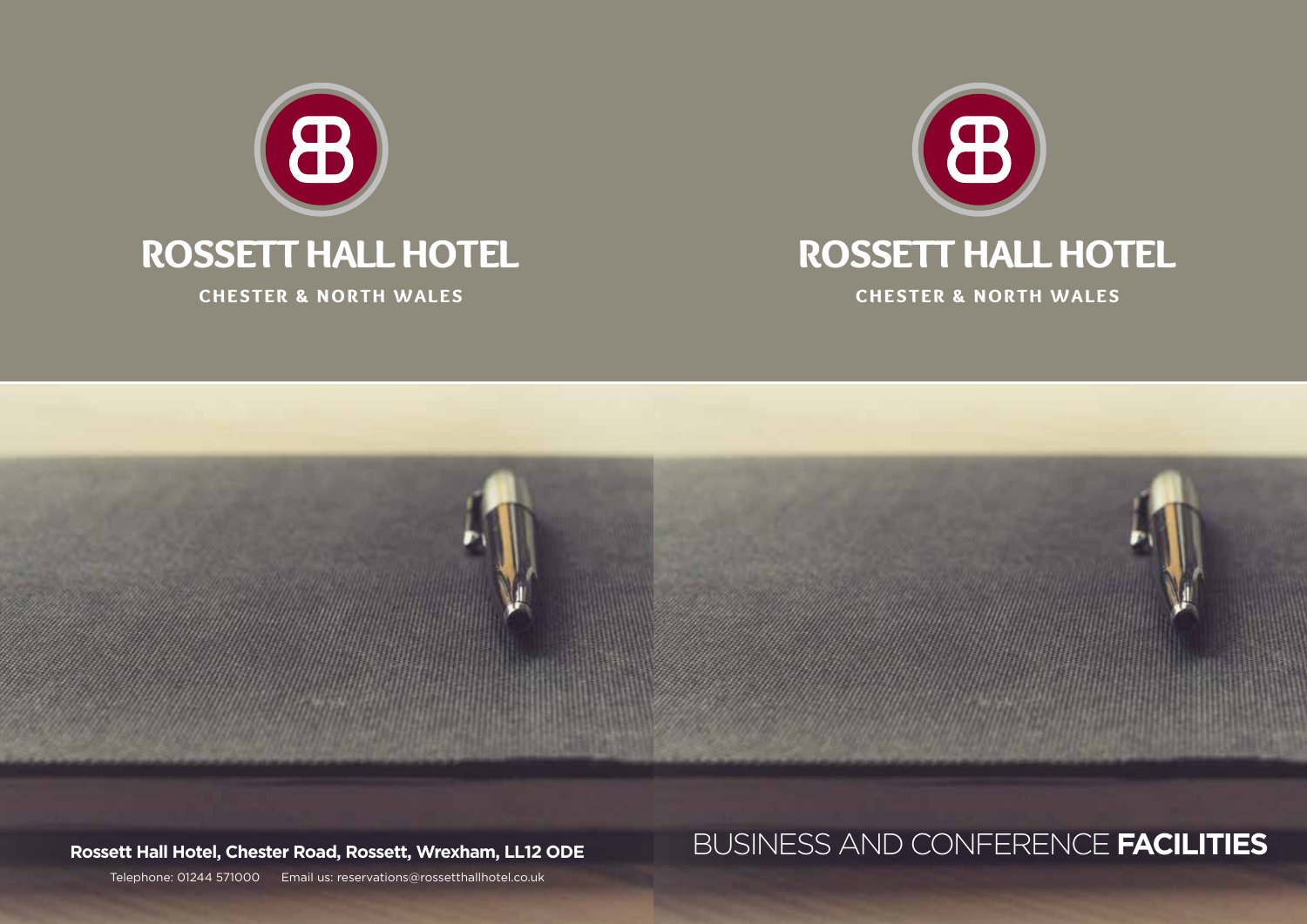# ROSSETT HALL HOTEL

**CHESTER & NORTH WALES**

**Rossett Hall Hotel, Chester Road, Rossett, Wrexham, LL12 ODE**

Telephone: 01244 571000 Email us: reservations@rossetthallhotel.co.uk

# ROSSETT HALL HOTEL

**CHESTER & NORTH WALES**

## BUSINESS AND CONFERENCE **FACILITIES**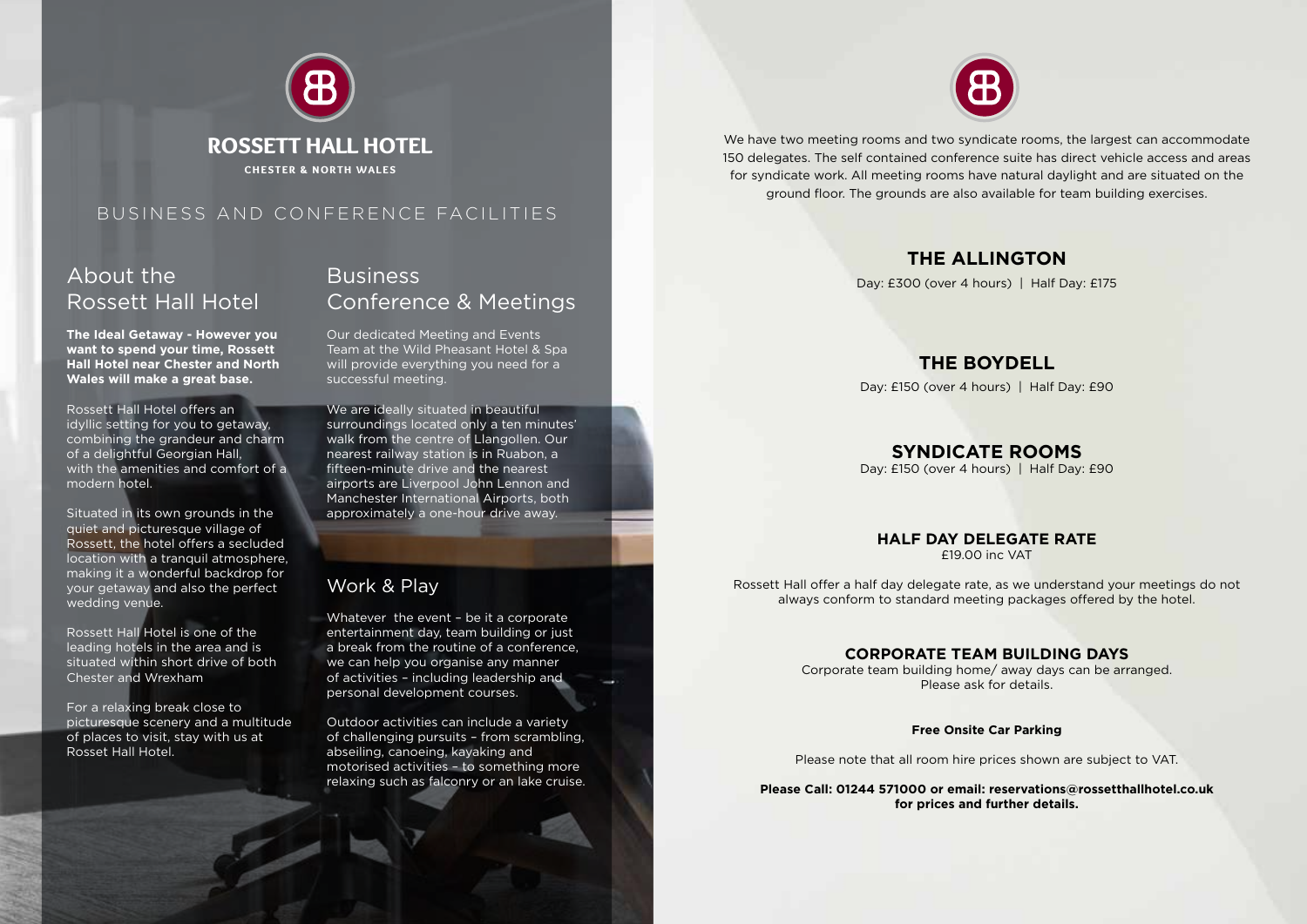# ROSSETT HALL HOTEL

CHESTER & NORTH WALES

BUSINESS AND CONFERENCE FACILITIES

## About the Rossett Hall Hotel

**The Ideal Getaway - However you want to spend your time, Rossett Hall Hotel near Chester and North Wales will make a great base.**

Rossett Hall Hotel offers an idyllic setting for you to getaway, combining the grandeur and charm of a delightful Georgian Hall, with the amenities and comfort of a modern hotel.

Situated in its own grounds in the quiet and picturesque village of Rossett, the hotel offers a secluded location with a tranquil atmosphere, making it a wonderful backdrop for your getaway and also the perfect wedding venue.

Rossett Hall Hotel is one of the leading hotels in the area and is situated within short drive of both Chester and Wrexham

For a relaxing break close to picturesque scenery and a multitude of places to visit, stay with us at Rosset Hall Hotel.

## Business Conference & Meetings

Our dedicated Meeting and Events Team at the Wild Pheasant Hotel & Spa will provide everything you need for a successful meeting.

We are ideally situated in beautiful surroundings located only a ten minutes' walk from the centre of Llangollen. Our nearest railway station is in Ruabon, a fifteen-minute drive and the nearest airports are Liverpool John Lennon and Manchester International Airports, both approximately a one-hour drive away.

## Work & Play

Whatever the event – be it a corporate entertainment day, team building or just a break from the routine of a conference, we can help you organise any manner of activities – including leadership and personal development courses.

Outdoor activities can include a variety of challenging pursuits – from scrambling, abseiling, canoeing, kayaking and motorised activities – to something more relaxing such as falconry or an lake cruise.

We have two meeting rooms and two syndicate rooms, the largest can accommodate 150 delegates. The self contained conference suite has direct vehicle access and areas for syndicate work. All meeting rooms have natural daylight and are situated on the ground floor. The grounds are also available for team building exercises.

## THE ALLINGTON

Day: £300 (over 4 hours) | Half Day: £175

## THE BOYDELL

Day: £150 (over 4 hours) | Half Day: £90

## SYNDICATE ROOMS

Day: £150 (over 4 hours) | Half Day: £90

### HALF DAY DELEGATE RATE

£19.00 inc VAT

Rossett Hall offer a half day delegate rate, as we understand your meetings do not always conform to standard meeting packages offered by the hotel.

### CORPORATE TEAM BUILDING DAYS

Corporate team building home/ away days can be arranged. Please ask for details.

**Free Onsite Car Parking**

Please note that all room hire prices shown are subject to VAT.

**Please Call: 01244 571000 or email: reservations@rossetthallhotel.co.uk for prices and further details.**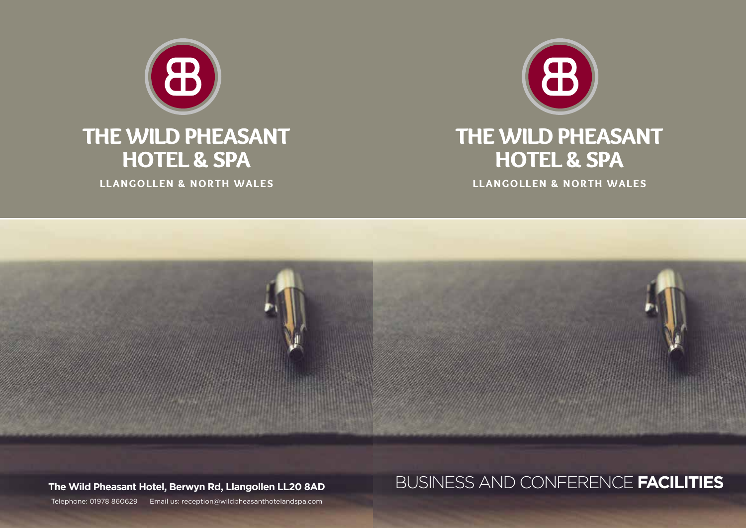# THE WILD PHEASANT HOTEL & SPA

LLANGOLLEN & NORTH WALES

**The Wild Pheasant Hotel, Berwyn Rd, Llangollen LL20 8AD**

Telephone: 01978 860629 Email us: reception@wildpheasanthotelandspa.com

# THE WILD PHEASANT HOTEL & SPA

LLANGOLLEN & NORTH WALES

BUSINESS AND CONFERENCE **FACILITIES**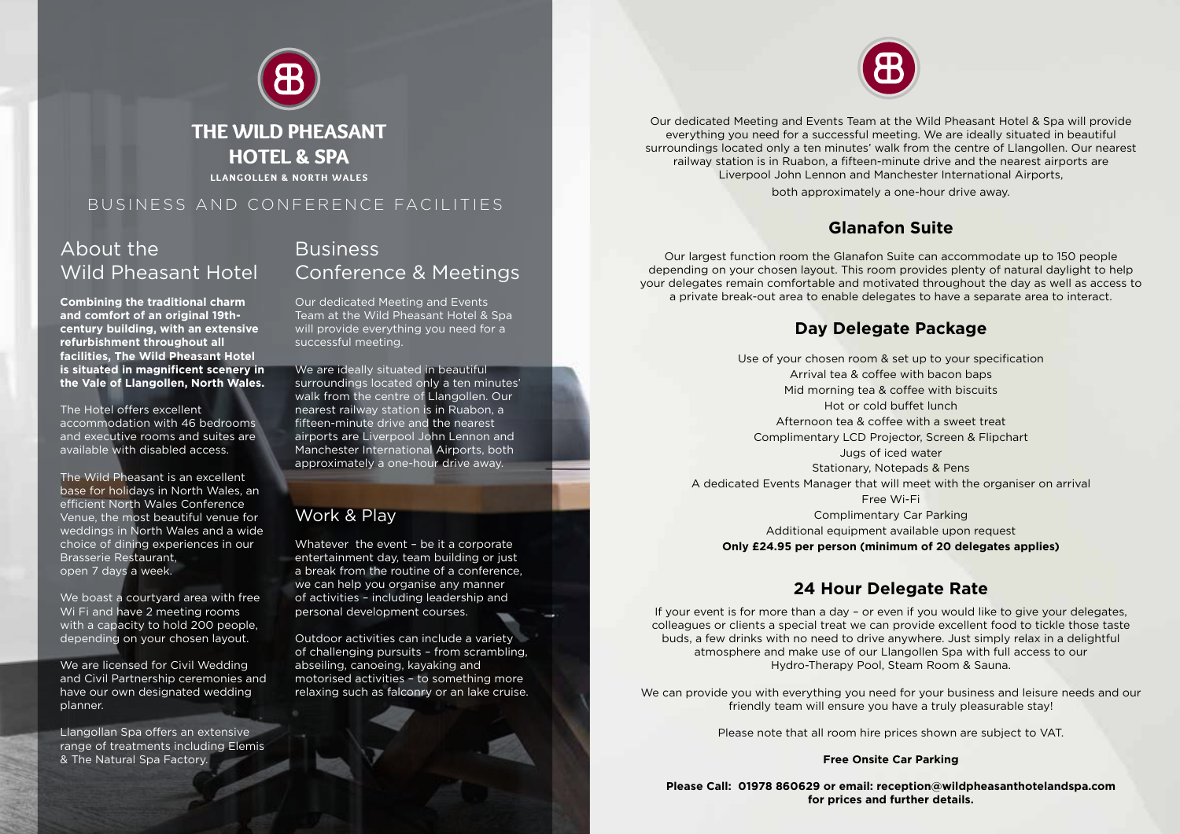# THE WILD PHEASANT HOTEL & SPA

LLANGOLLEN & NORTH WALES

BUSINESS AND CONFERENCE FACILITIES

## About the Wild Pheasant Hotel

**Combining the traditional charm and comfort of an original 19th-century building, with an extensive refurbishment throughout all facilities, The Wild Pheasant Hotel is situated in magnificent scenery in the Vale of Llangollen, North Wales.**

The Hotel offers excellent accommodation with 46 bedrooms and executive rooms and suites are available with disabled access.

The Wild Pheasant is an excellent base for holidays in North Wales, an efficient North Wales Conference Venue, the most beautiful venue for weddings in North Wales and a wide choice of dining experiences in our Brasserie Restaurant, open 7 days a week.

We boast a courtyard area with free Wi Fi and have 2 meeting rooms with a capacity to hold 200 people, depending on your chosen layout.

We are licensed for Civil Wedding and Civil Partnership ceremonies and have our own designated wedding planner.

Llangollan Spa offers an extensive range of treatments including Elemis & The Natural Spa Factory.

## Business Conference & Meetings

Our dedicated Meeting and Events Team at the Wild Pheasant Hotel & Spa will provide everything you need for a successful meeting.

We are ideally situated in beautiful surroundings located only a ten minutes' walk from the centre of Llangollen. Our nearest railway station is in Ruabon, a fifteen-minute drive and the nearest airports are Liverpool John Lennon and Manchester International Airports, both approximately a one-hour drive away.

## Work & Play

Whatever the event – be it a corporate entertainment day, team building or just a break from the routine of a conference, we can help you organise any manner of activities – including leadership and personal development courses.

Outdoor activities can include a variety of challenging pursuits – from scrambling, abseiling, canoeing, kayaking and motorised activities – to something more relaxing such as falconry or an lake cruise.

Our dedicated Meeting and Events Team at the Wild Pheasant Hotel & Spa will provide everything you need for a successful meeting. We are ideally situated in beautiful surroundings located only a ten minutes' walk from the centre of Llangollen. Our nearest railway station is in Ruabon, a fifteen-minute drive and the nearest airports are Liverpool John Lennon and Manchester International Airports, both approximately a one-hour drive away.

## Glanafon Suite

Our largest function room the Glanafon Suite can accommodate up to 150 people depending on your chosen layout. This room provides plenty of natural daylight to help your delegates remain comfortable and motivated throughout the day as well as access to a private break-out area to enable delegates to have a separate area to interact.

## Day Delegate Package

Use of your chosen room & set up to your specification
Arrival tea & coffee with bacon baps
Mid morning tea & coffee with biscuits
Hot or cold buffet lunch
Afternoon tea & coffee with a sweet treat
Complimentary LCD Projector, Screen & Flipchart
Jugs of iced water
Stationary, Notepads & Pens
A dedicated Events Manager that will meet with the organiser on arrival
Free Wi-Fi
Complimentary Car Parking
Additional equipment available upon request
**Only £24.95 per person (minimum of 20 delegates applies)**

## 24 Hour Delegate Rate

If your event is for more than a day – or even if you would like to give your delegates, colleagues or clients a special treat we can provide excellent food to tickle those taste buds, a few drinks with no need to drive anywhere. Just simply relax in a delightful atmosphere and make use of our Llangollen Spa with full access to our Hydro-Therapy Pool, Steam Room & Sauna.

We can provide you with everything you need for your business and leisure needs and our friendly team will ensure you have a truly pleasurable stay!

Please note that all room hire prices shown are subject to VAT.

**Free Onsite Car Parking**

**Please Call: 01978 860629 or email: reception@wildpheasanthotelandspa.com for prices and further details.**